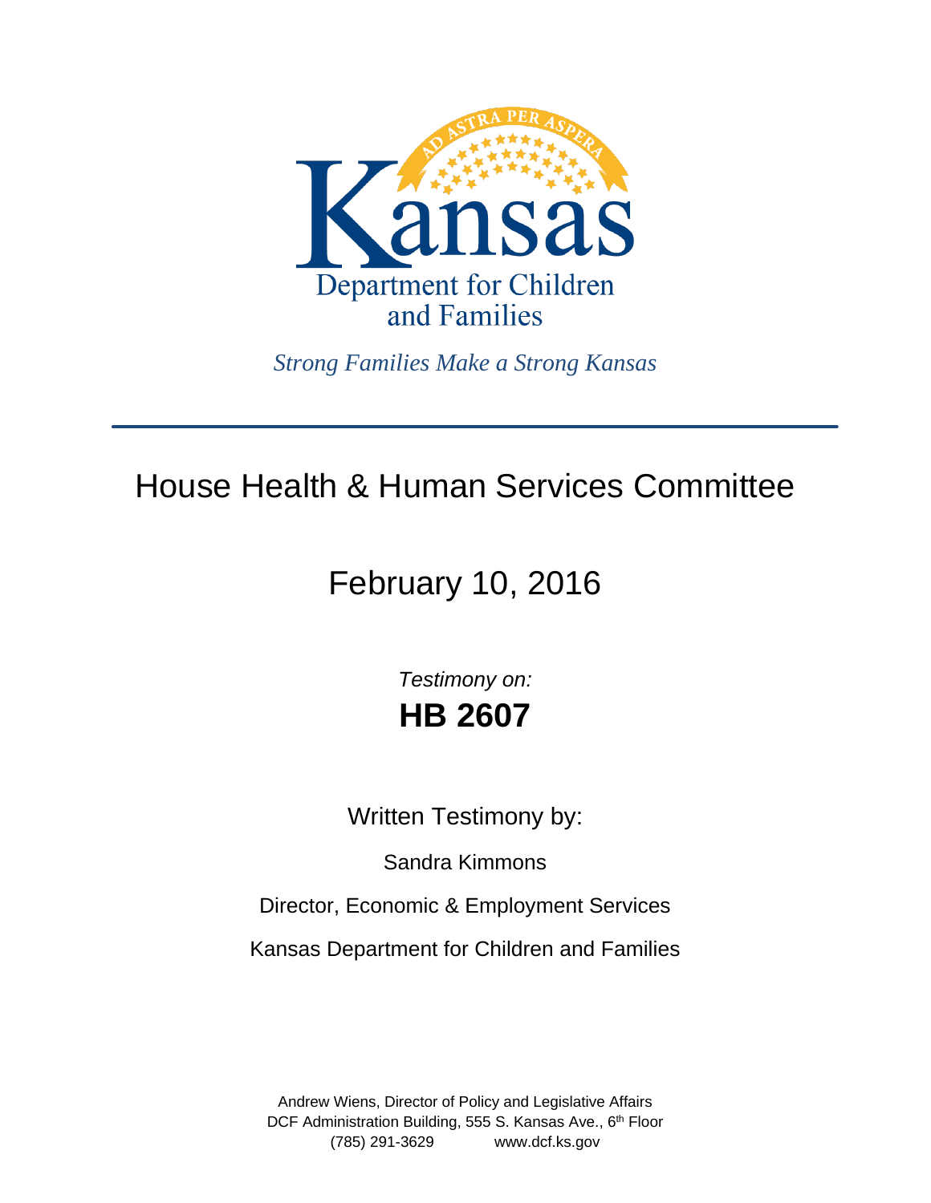Kansas

Department for Children and Families

*Strong Families Make a Strong Kansas*

---

# House Health & Human Services Committee

## February 10, 2016

*Testimony on:*

# HB 2607

Written Testimony by:

Sandra Kimmons

Director, Economic & Employment Services

Kansas Department for Children and Families

Andrew Wiens, Director of Policy and Legislative Affairs
DCF Administration Building, 555 S. Kansas Ave., 6th Floor
(785) 291-3629 www.dcf.ks.gov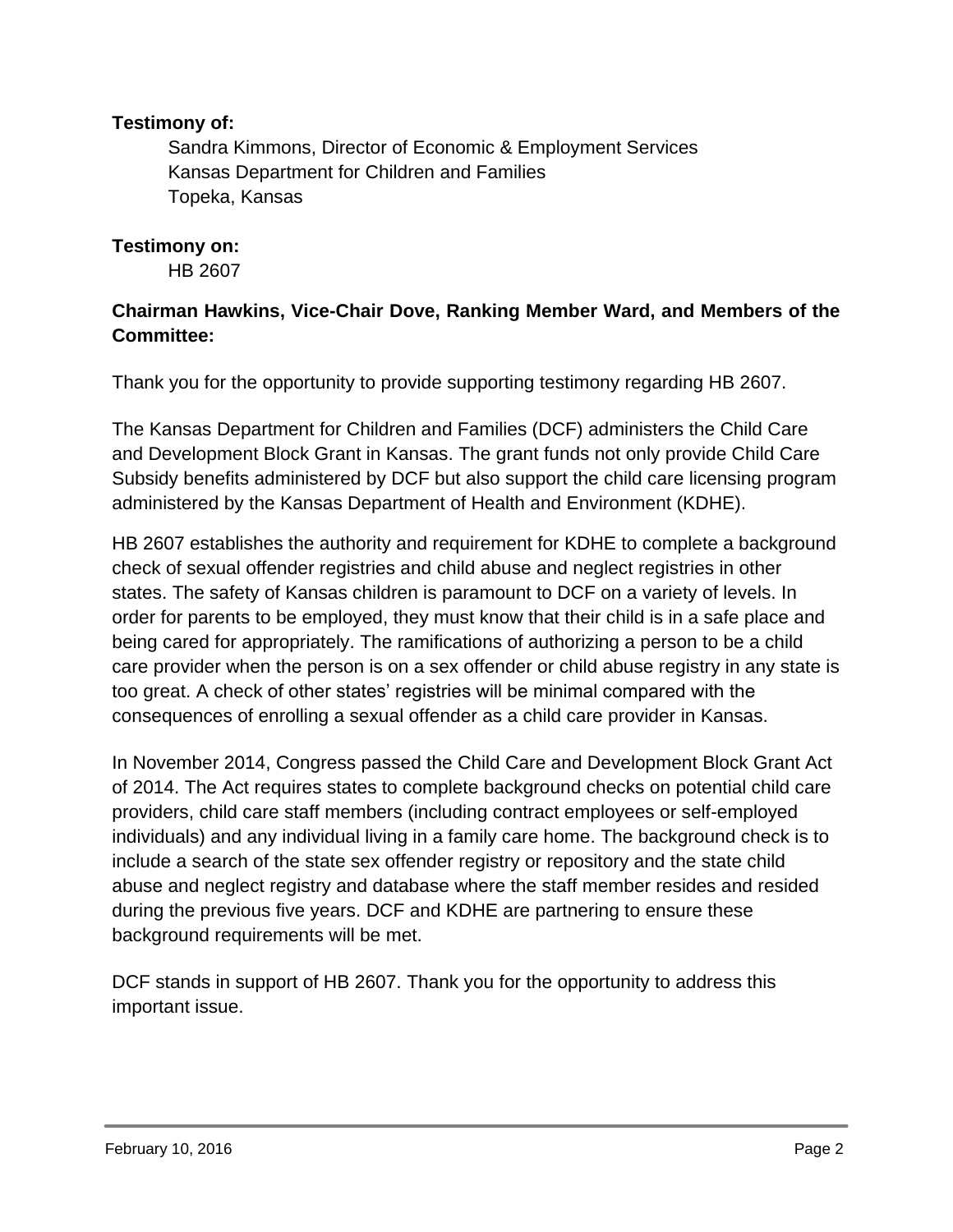**Testimony of:**

Sandra Kimmons, Director of Economic & Employment Services
Kansas Department for Children and Families
Topeka, Kansas

**Testimony on:**

HB 2607

**Chairman Hawkins, Vice-Chair Dove, Ranking Member Ward, and Members of the Committee:**

Thank you for the opportunity to provide supporting testimony regarding HB 2607.

The Kansas Department for Children and Families (DCF) administers the Child Care and Development Block Grant in Kansas. The grant funds not only provide Child Care Subsidy benefits administered by DCF but also support the child care licensing program administered by the Kansas Department of Health and Environment (KDHE).

HB 2607 establishes the authority and requirement for KDHE to complete a background check of sexual offender registries and child abuse and neglect registries in other states. The safety of Kansas children is paramount to DCF on a variety of levels. In order for parents to be employed, they must know that their child is in a safe place and being cared for appropriately. The ramifications of authorizing a person to be a child care provider when the person is on a sex offender or child abuse registry in any state is too great. A check of other states' registries will be minimal compared with the consequences of enrolling a sexual offender as a child care provider in Kansas.

In November 2014, Congress passed the Child Care and Development Block Grant Act of 2014. The Act requires states to complete background checks on potential child care providers, child care staff members (including contract employees or self-employed individuals) and any individual living in a family care home. The background check is to include a search of the state sex offender registry or repository and the state child abuse and neglect registry and database where the staff member resides and resided during the previous five years. DCF and KDHE are partnering to ensure these background requirements will be met.

DCF stands in support of HB 2607. Thank you for the opportunity to address this important issue.